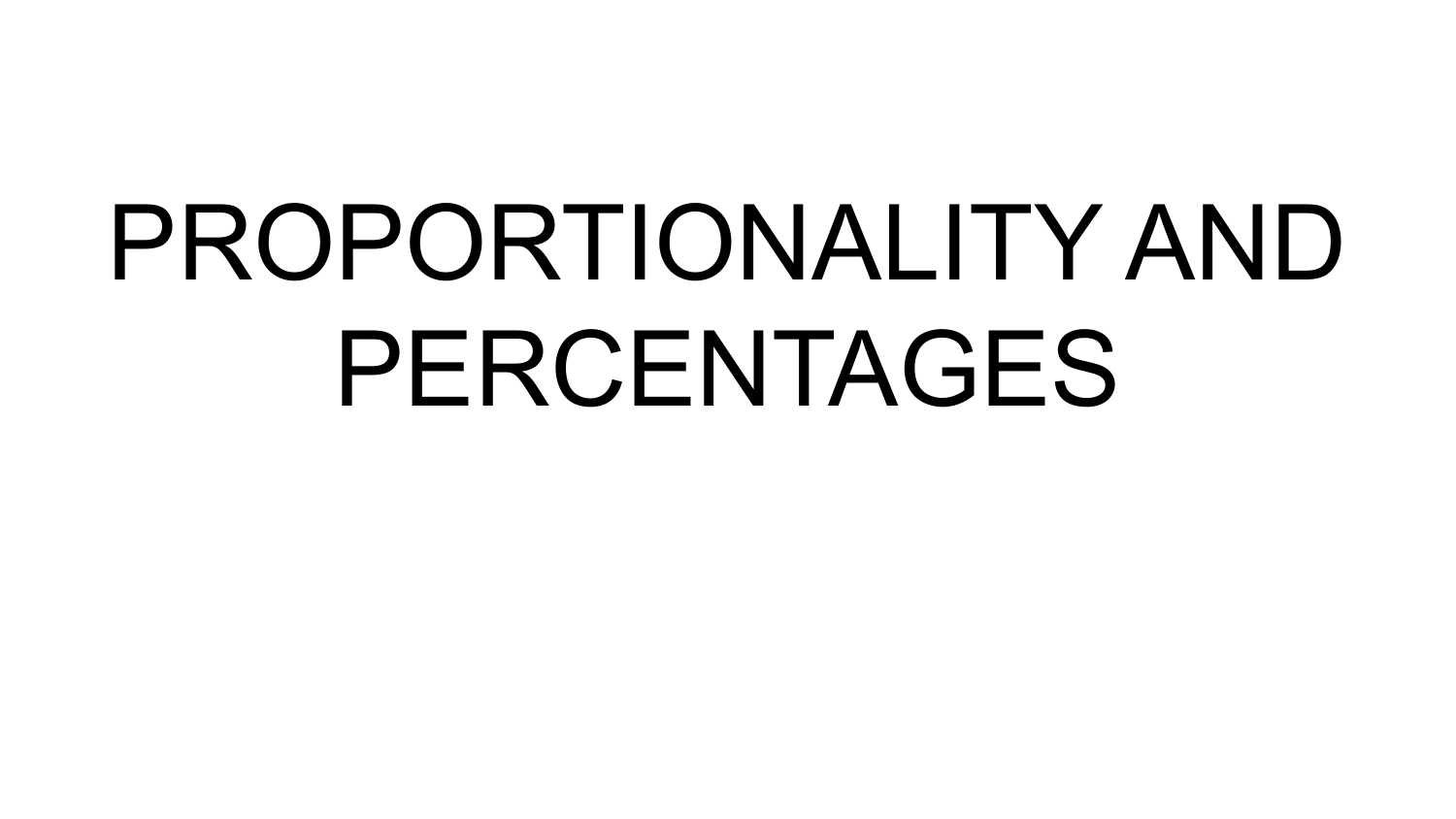# PROPORTIONALITY AND PERCENTAGES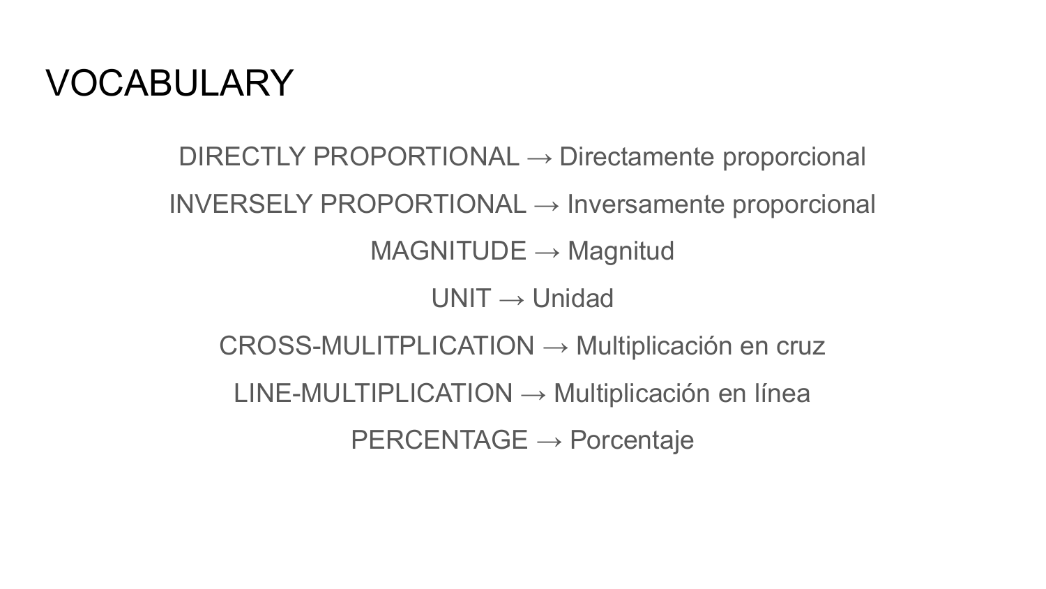# VOCABULARY

DIRECTLY PROPORTIONAL → Directamente proporcional

INVERSELY PROPORTIONAL → Inversamente proporcional

MAGNITUDE → Magnitud

UNIT → Unidad

CROSS-MULITPLICATION → Multiplicación en cruz

LINE-MULTIPLICATION → Multiplicación en línea

PERCENTAGE → Porcentaje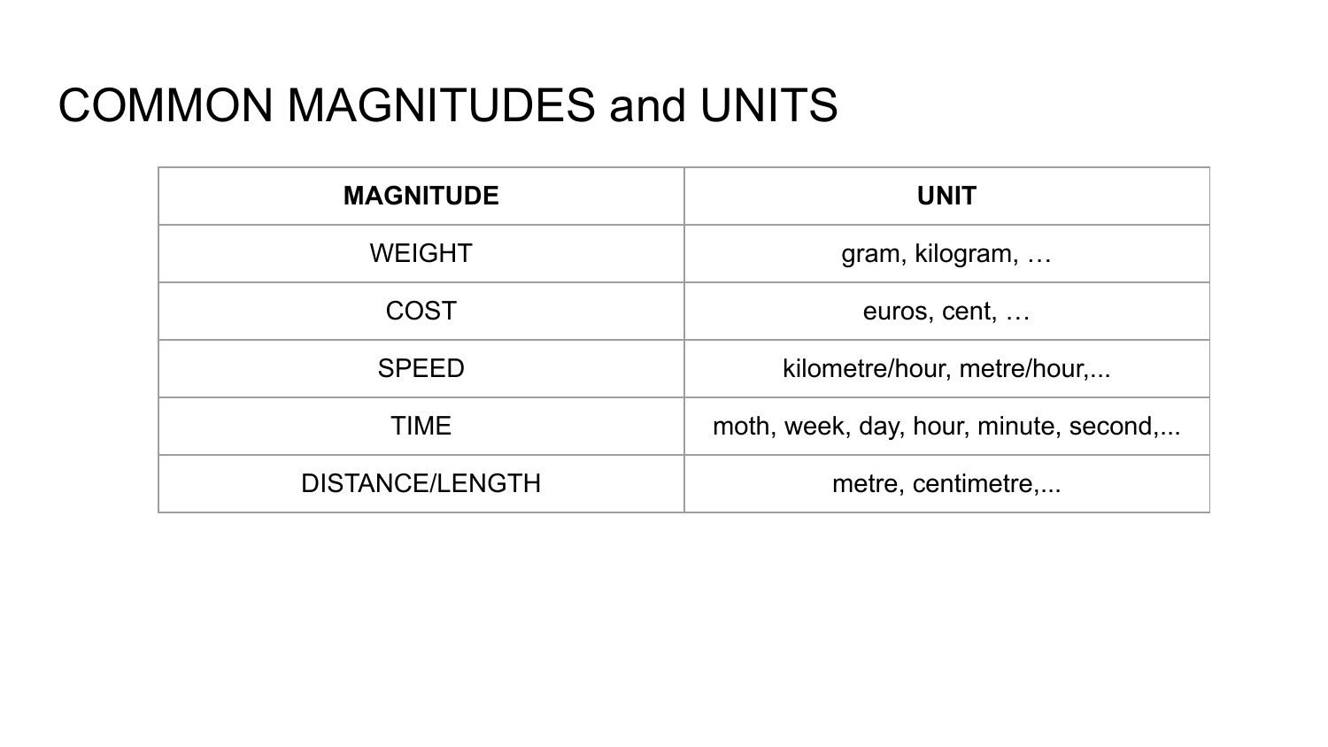# COMMON MAGNITUDES and UNITS

| MAGNITUDE | UNIT |
| --- | --- |
| WEIGHT | gram, kilogram, … |
| COST | euros, cent, … |
| SPEED | kilometre/hour, metre/hour,... |
| TIME | moth, week, day, hour, minute, second,... |
| DISTANCE/LENGTH | metre, centimetre,... |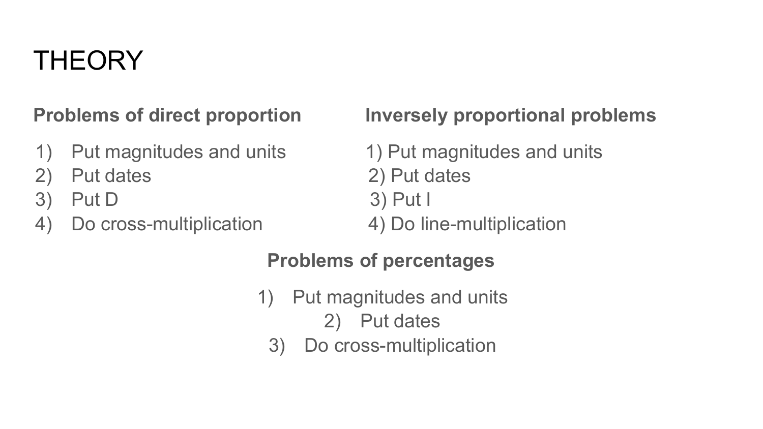# THEORY

**Problems of direct proportion**

1) Put magnitudes and units
2) Put dates
3) Put D
4) Do cross-multiplication

**Inversely proportional problems**

1) Put magnitudes and units
2) Put dates
3) Put I
4) Do line-multiplication

**Problems of percentages**

1) Put magnitudes and units
2) Put dates
3) Do cross-multiplication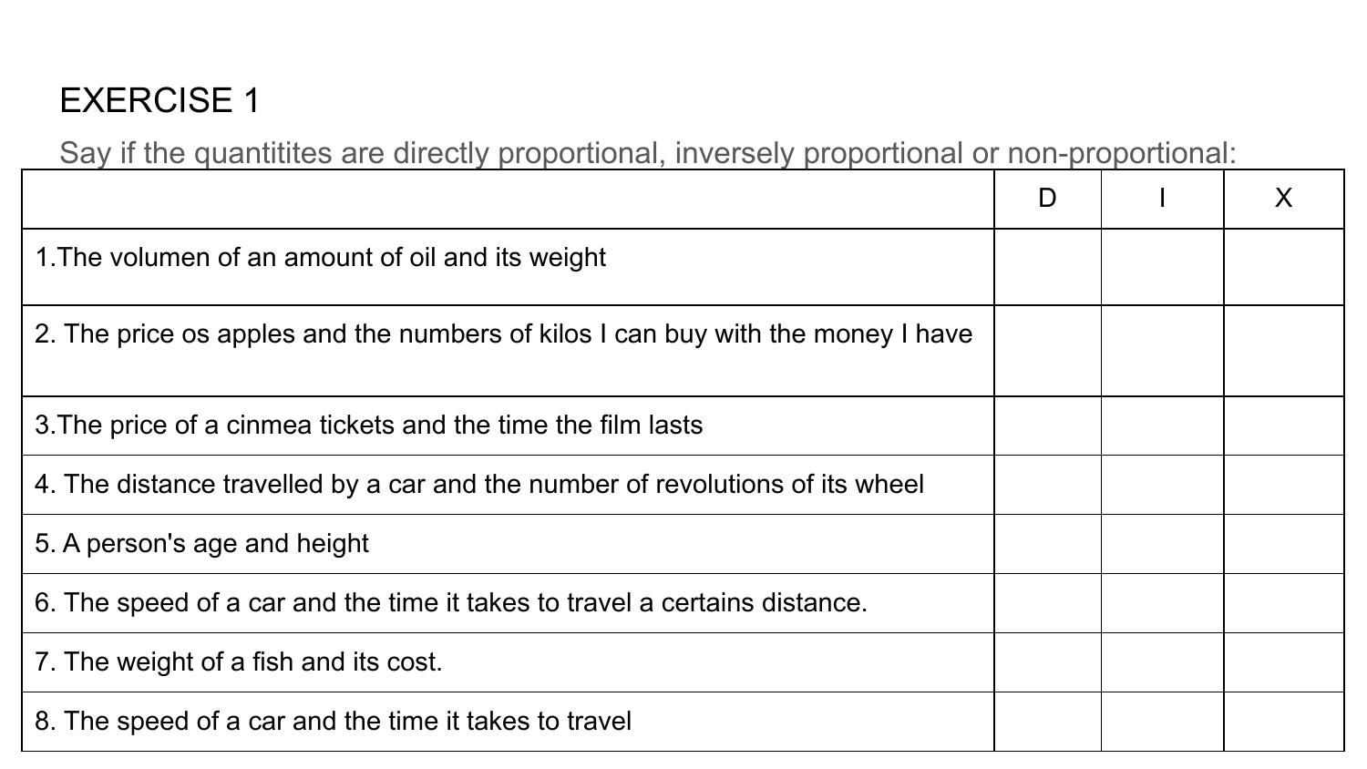# EXERCISE 1

Say if the quantitites are directly proportional, inversely proportional or non-proportional:

| | D | I | X |
|---|---|---|---|
| 1.The volumen of an amount of oil and its weight | | | |
| 2. The price os apples and the numbers of kilos I can buy with the money I have | | | |
| 3.The price of a cinmea tickets and the time the film lasts | | | |
| 4. The distance travelled by a car and the number of revolutions of its wheel | | | |
| 5. A person's age and height | | | |
| 6. The speed of a car and the time it takes to travel a certains distance. | | | |
| 7. The weight of a fish and its cost. | | | |
| 8. The speed of a car and the time it takes to travel | | | |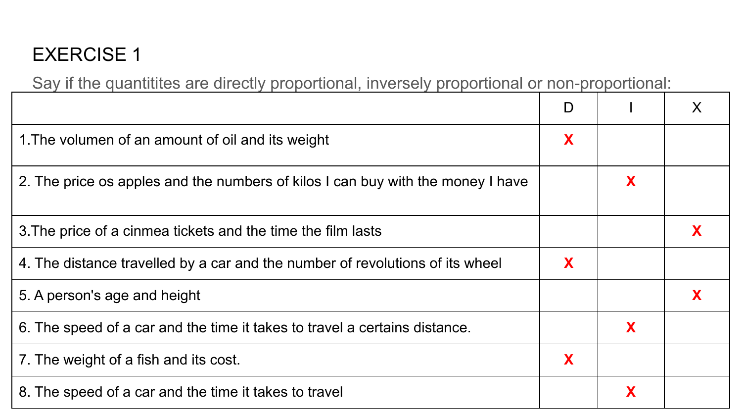# EXERCISE 1

Say if the quantitites are directly proportional, inversely proportional or non-proportional:

| | D | I | X |
|---|---|---|---|
| 1.The volumen of an amount of oil and its weight | X | | |
| 2. The price os apples and the numbers of kilos I can buy with the money I have | | X | |
| 3.The price of a cinmea tickets and the time the film lasts | | | X |
| 4. The distance travelled by a car and the number of revolutions of its wheel | X | | |
| 5. A person's age and height | | | X |
| 6. The speed of a car and the time it takes to travel a certains distance. | | X | |
| 7. The weight of a fish and its cost. | X | | |
| 8. The speed of a car and the time it takes to travel | | X | |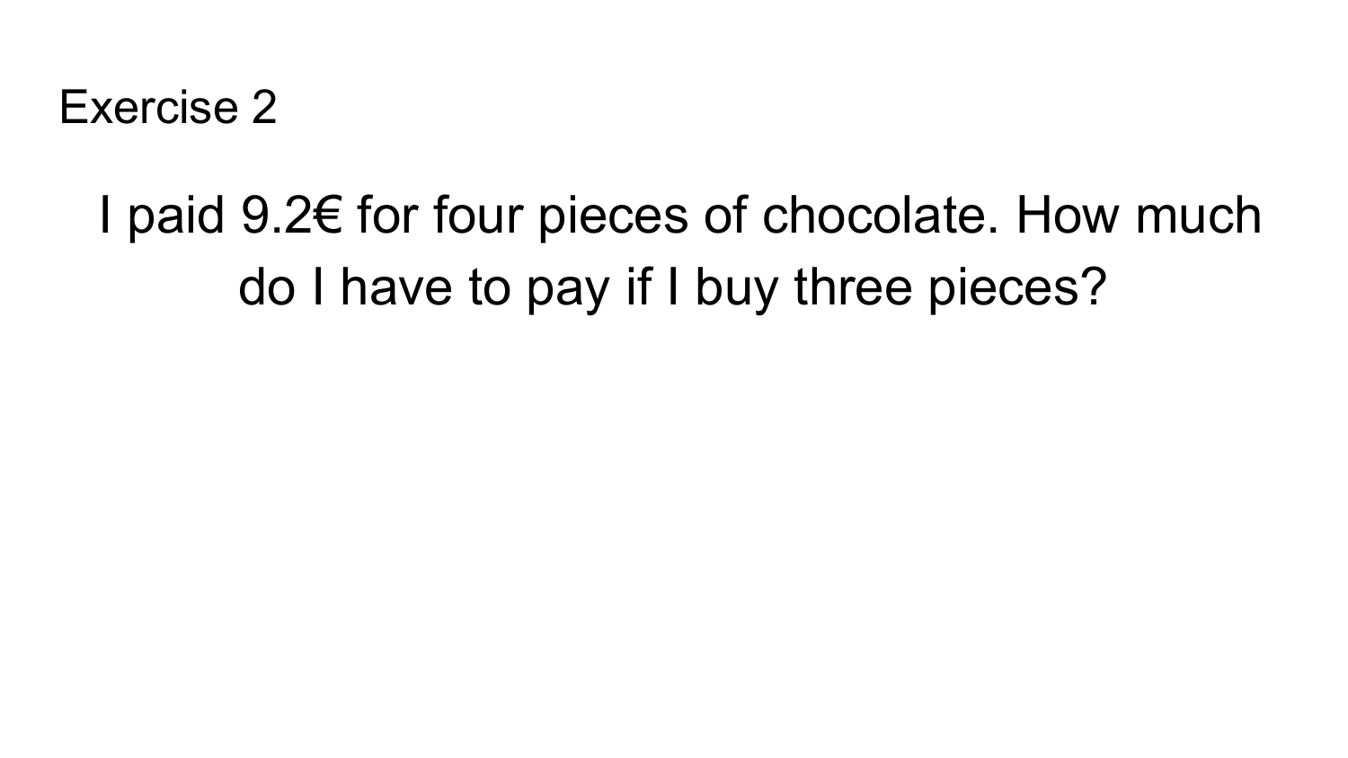## Exercise 2

I paid 9.2€ for four pieces of chocolate. How much do I have to pay if I buy three pieces?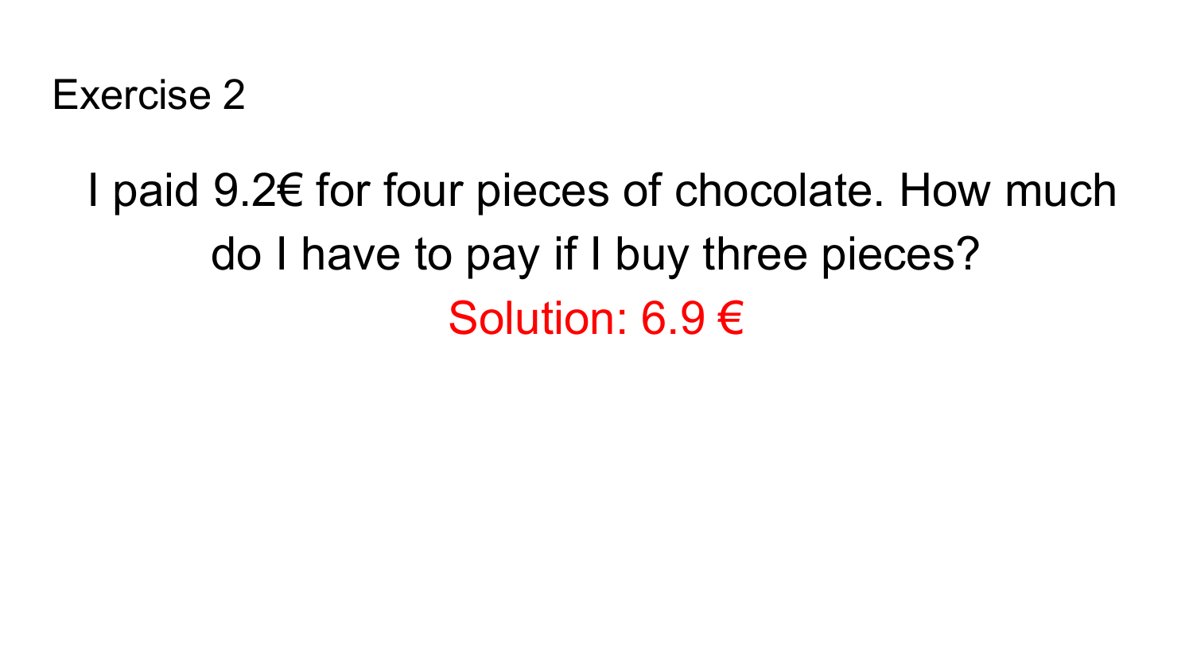## Exercise 2

I paid 9.2€ for four pieces of chocolate. How much do I have to pay if I buy three pieces?

Solution: 6.9 €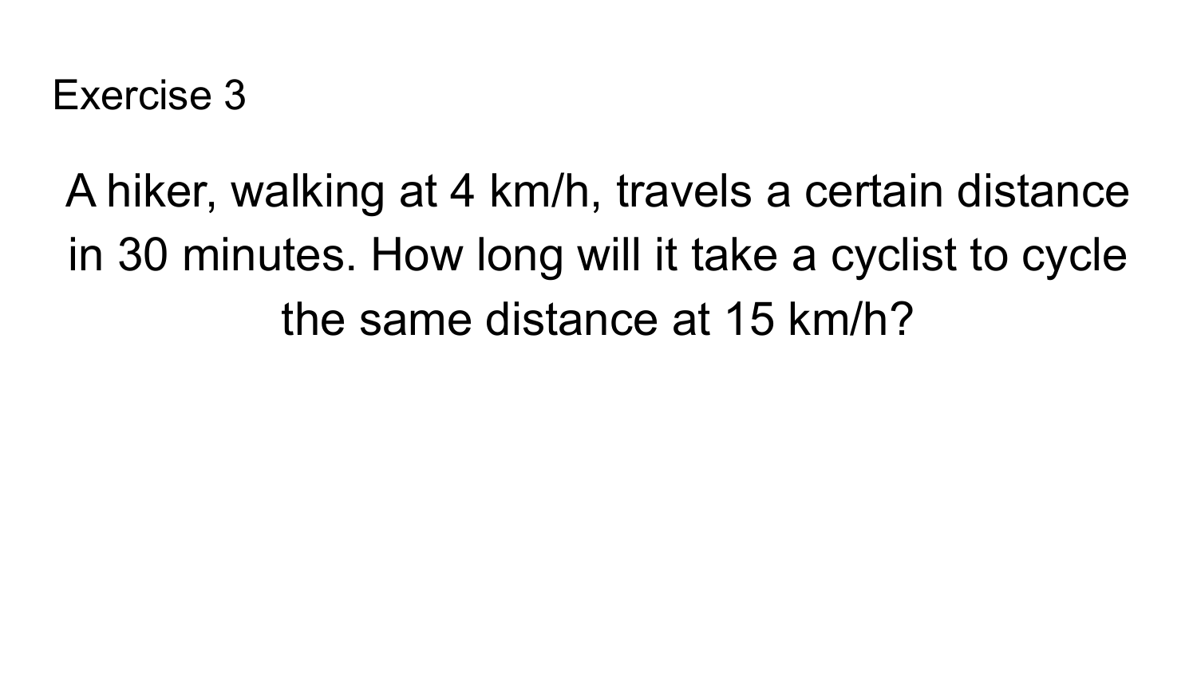# Exercise 3

A hiker, walking at 4 km/h, travels a certain distance in 30 minutes. How long will it take a cyclist to cycle the same distance at 15 km/h?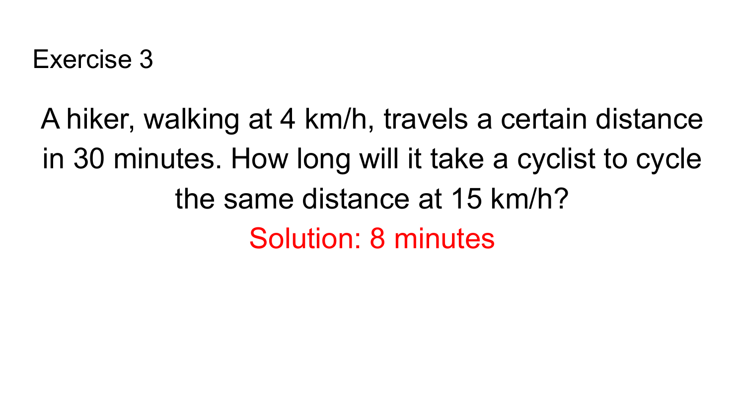## Exercise 3

A hiker, walking at 4 km/h, travels a certain distance in 30 minutes. How long will it take a cyclist to cycle the same distance at 15 km/h?

Solution: 8 minutes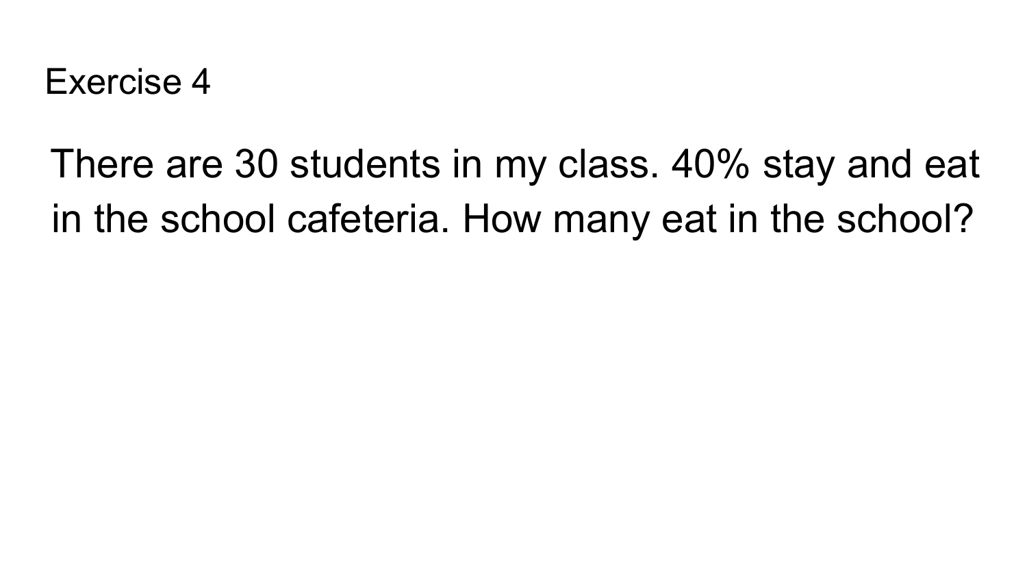## Exercise 4

There are 30 students in my class. 40% stay and eat in the school cafeteria. How many eat in the school?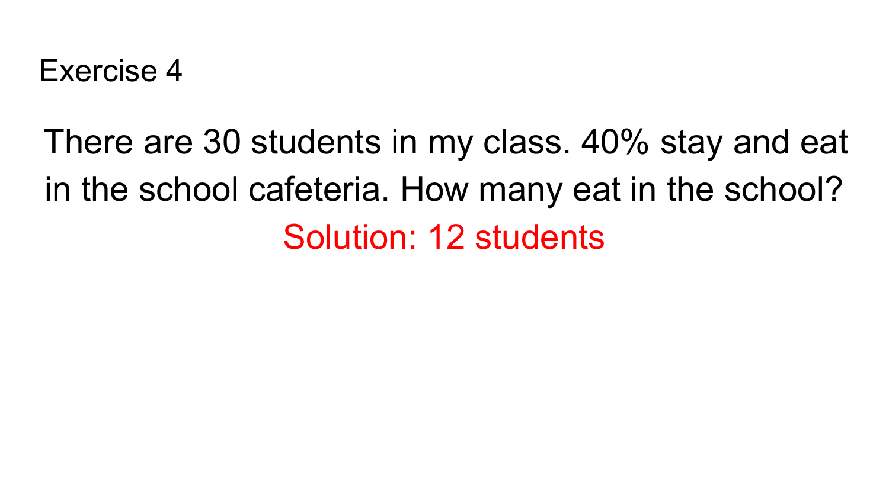## Exercise 4

There are 30 students in my class. 40% stay and eat in the school cafeteria. How many eat in the school?

Solution: 12 students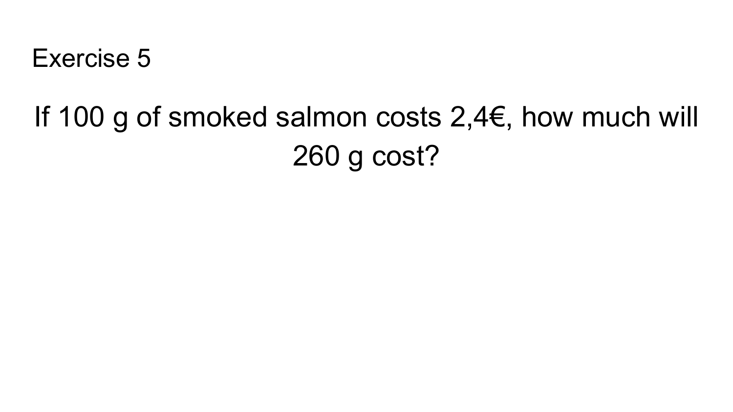## Exercise 5

If 100 g of smoked salmon costs 2,4€, how much will 260 g cost?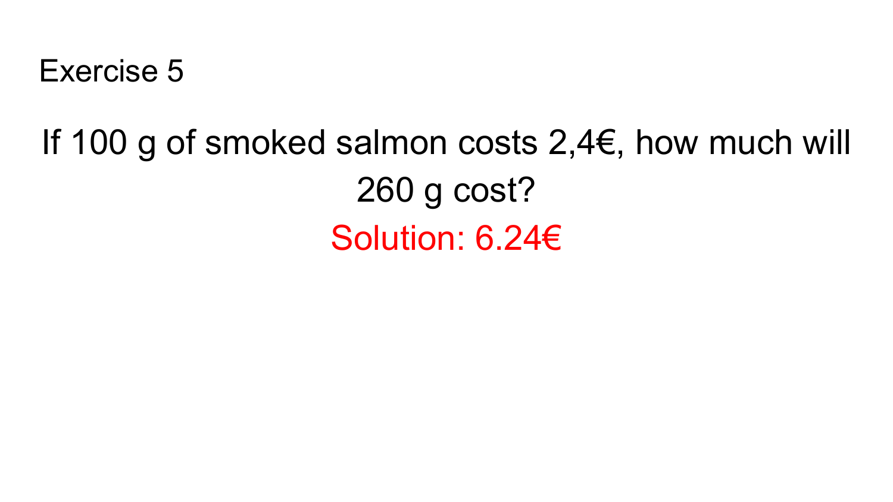## Exercise 5

If 100 g of smoked salmon costs 2,4€, how much will 260 g cost?

Solution: 6.24€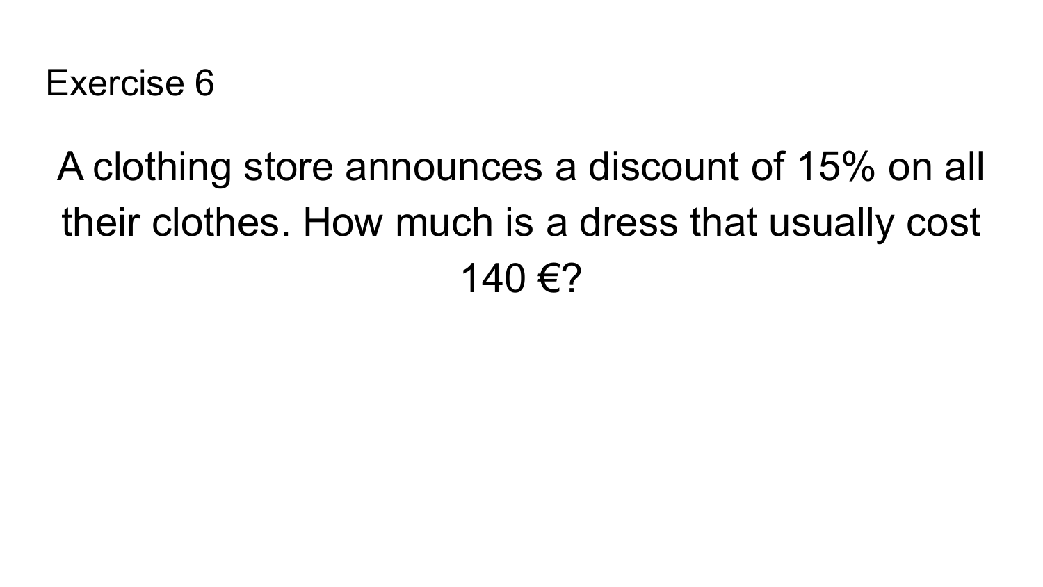# Exercise 6

A clothing store announces a discount of 15% on all their clothes. How much is a dress that usually cost 140 €?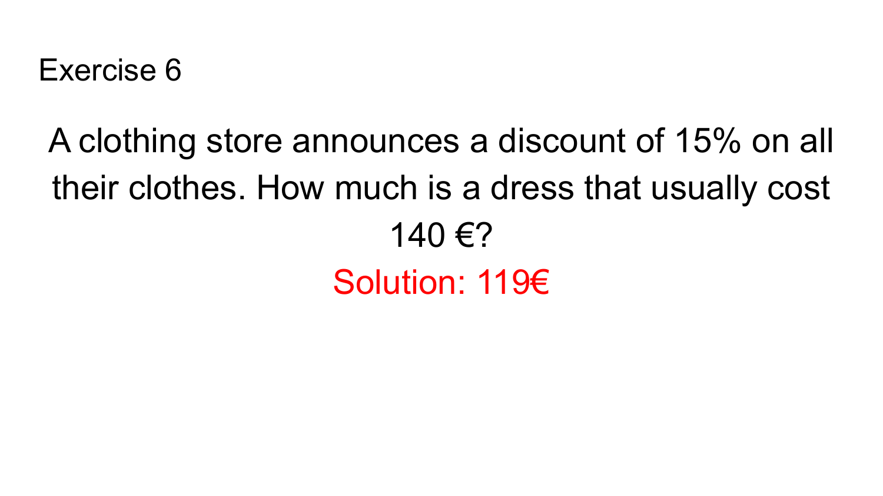Exercise 6

A clothing store announces a discount of 15% on all their clothes. How much is a dress that usually cost 140 €?

Solution: 119€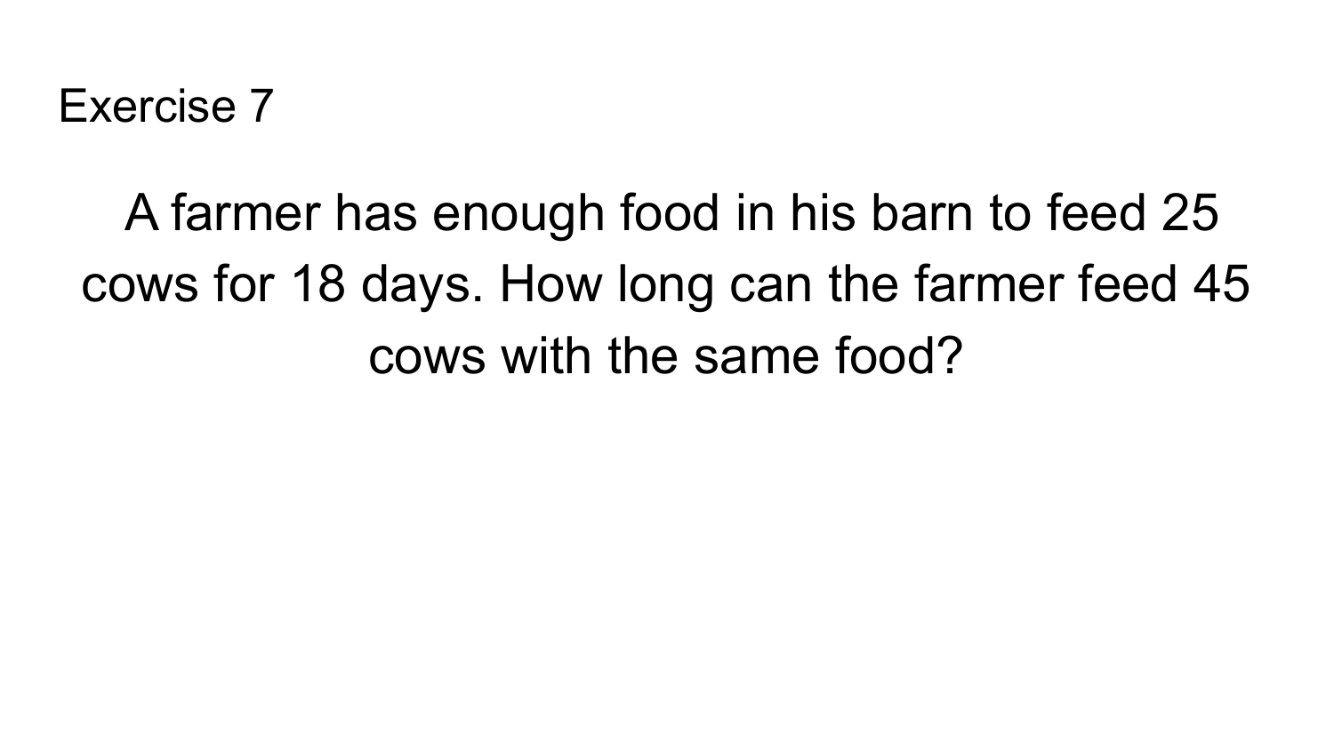Exercise 7

A farmer has enough food in his barn to feed 25 cows for 18 days. How long can the farmer feed 45 cows with the same food?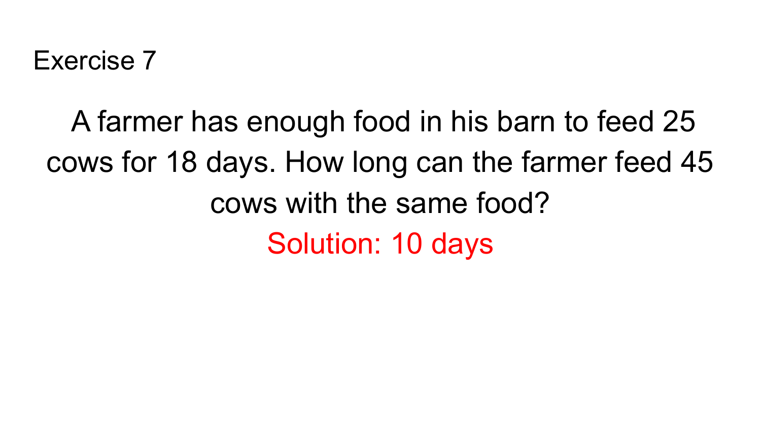# Exercise 7

A farmer has enough food in his barn to feed 25 cows for 18 days. How long can the farmer feed 45 cows with the same food?

Solution: 10 days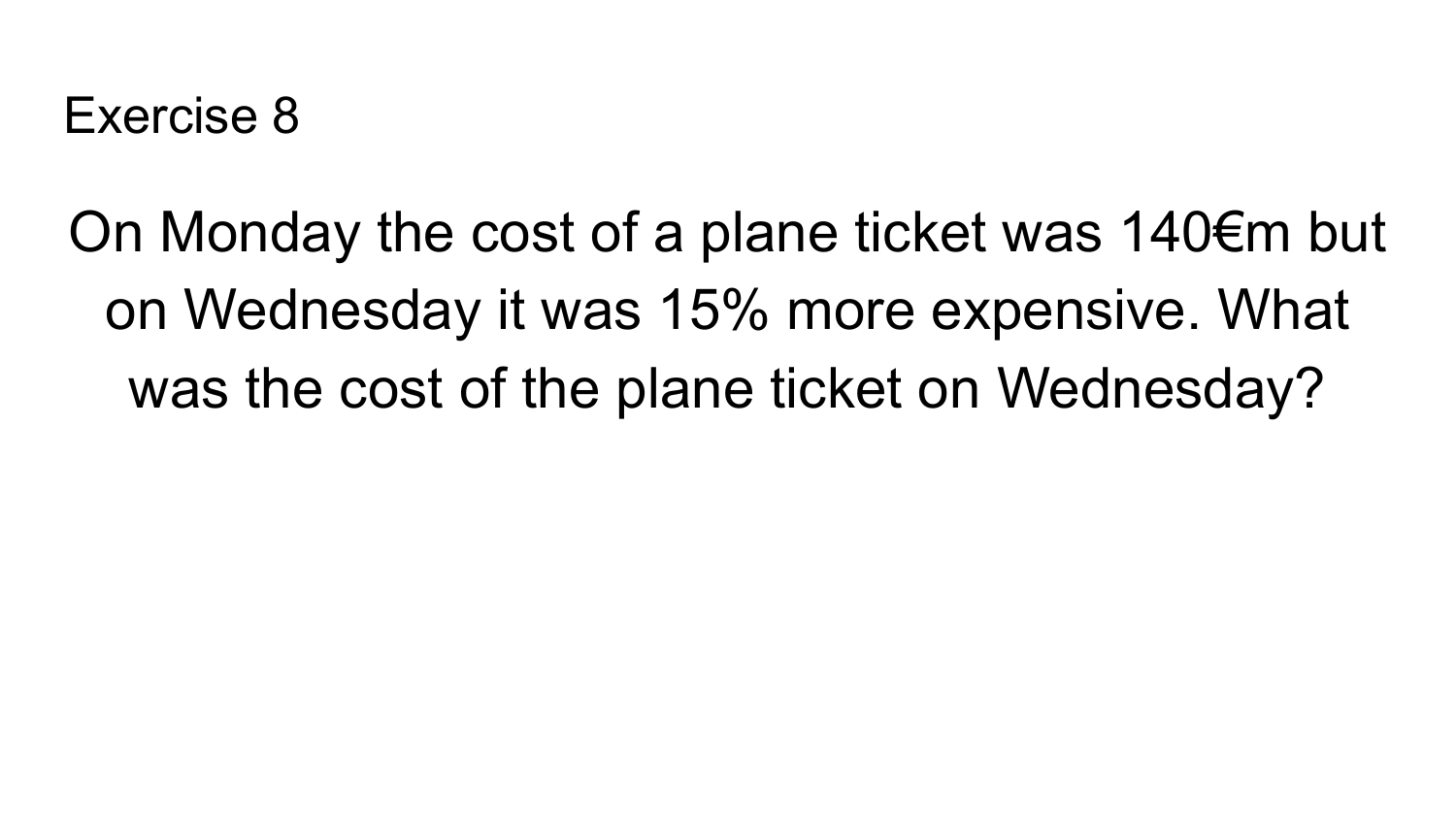# Exercise 8

On Monday the cost of a plane ticket was 140€m but on Wednesday it was 15% more expensive. What was the cost of the plane ticket on Wednesday?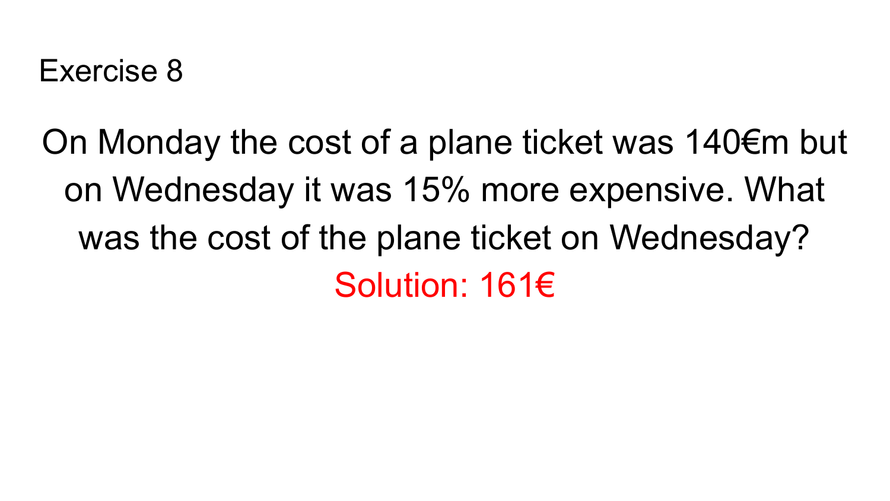Exercise 8

On Monday the cost of a plane ticket was 140€m but on Wednesday it was 15% more expensive. What was the cost of the plane ticket on Wednesday?

Solution: 161€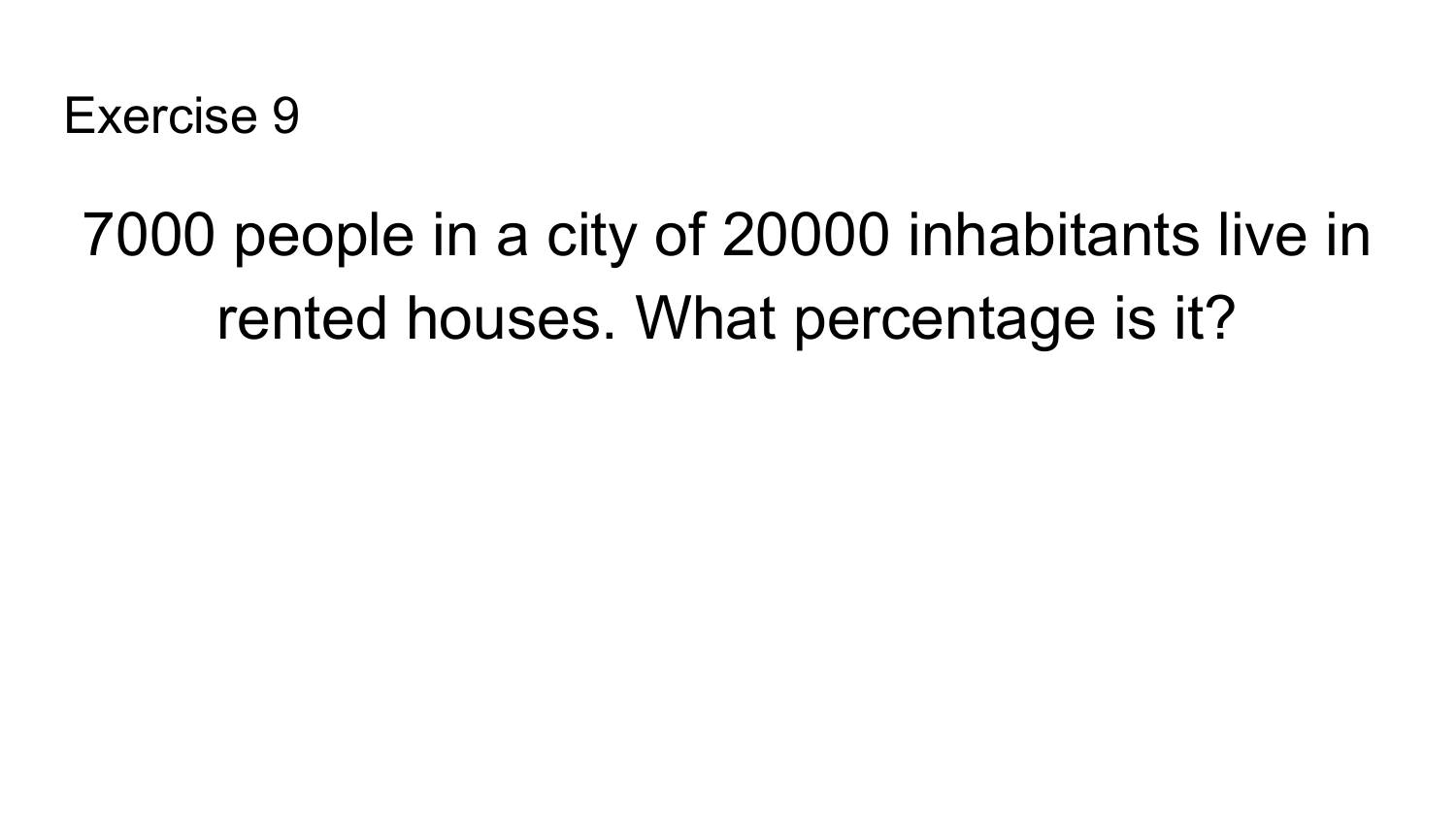## Exercise 9

7000 people in a city of 20000 inhabitants live in rented houses. What percentage is it?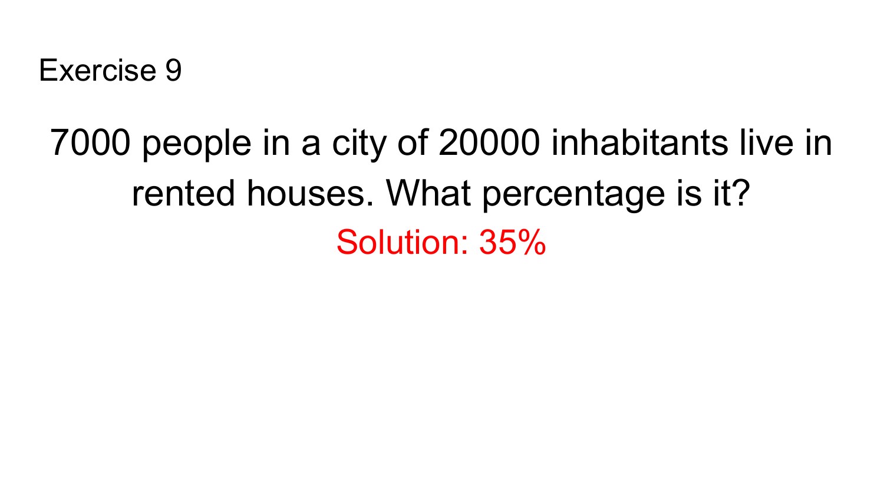Exercise 9

7000 people in a city of 20000 inhabitants live in rented houses. What percentage is it?

Solution: 35%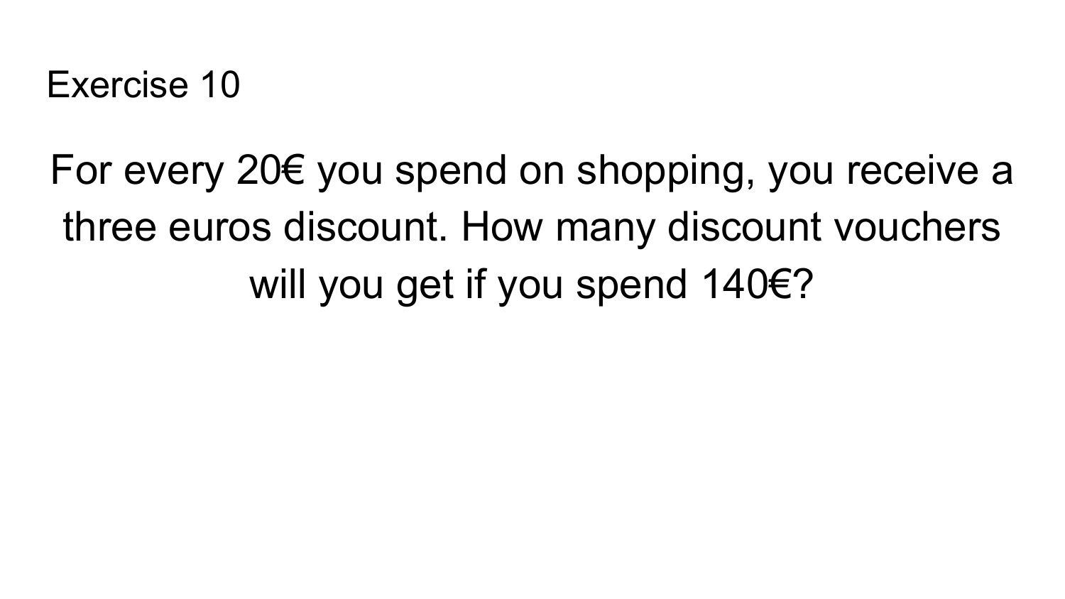## Exercise 10

For every 20€ you spend on shopping, you receive a three euros discount. How many discount vouchers will you get if you spend 140€?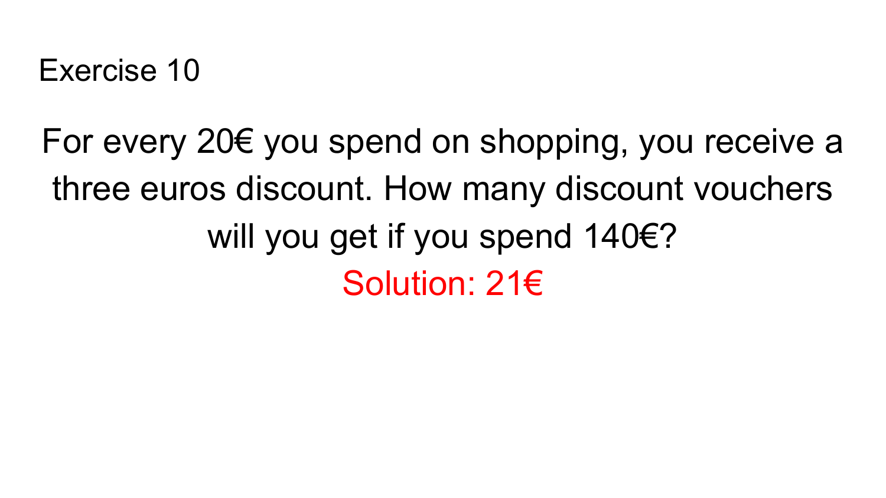## Exercise 10

For every 20€ you spend on shopping, you receive a three euros discount. How many discount vouchers will you get if you spend 140€?

Solution: 21€